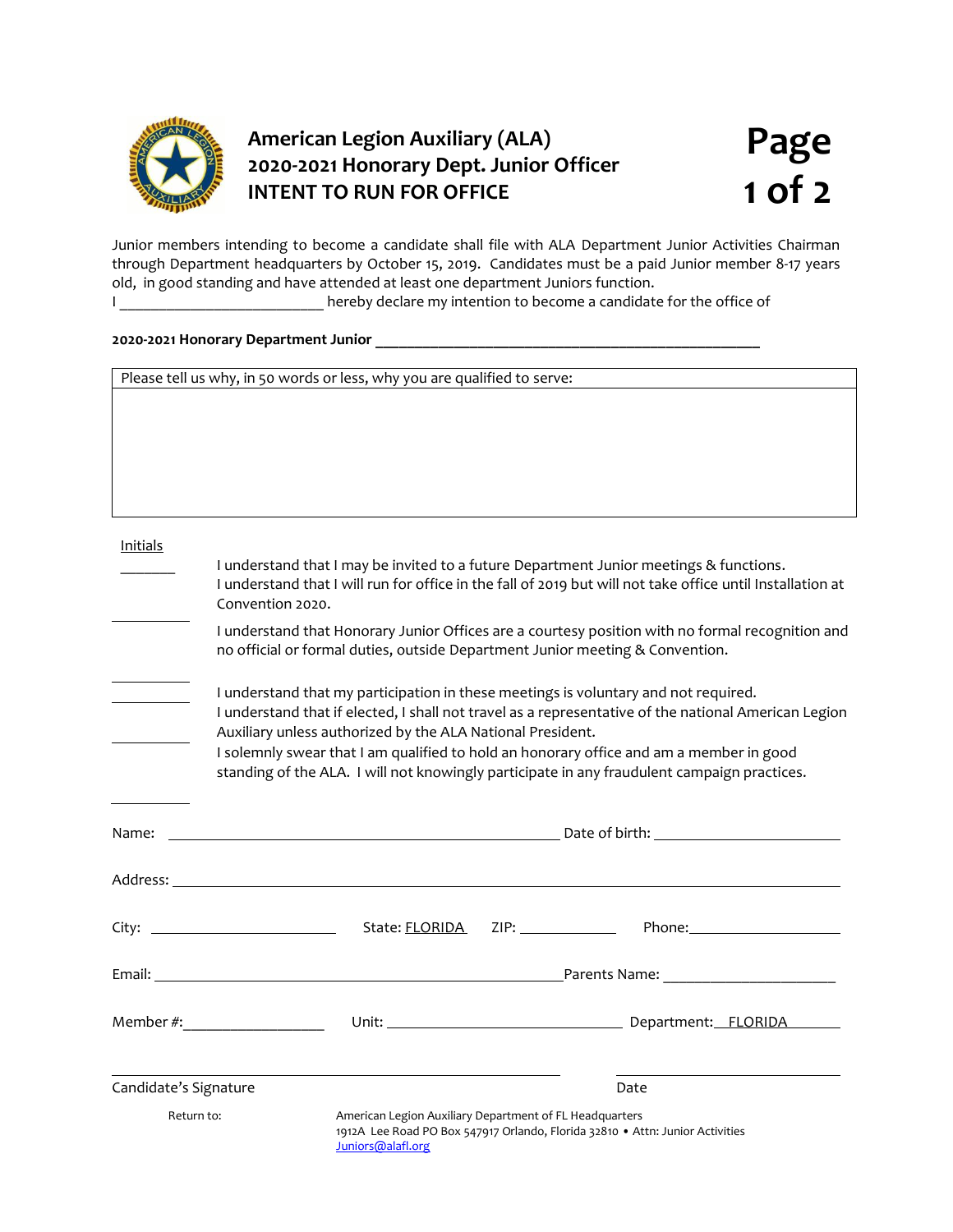# American Legion Auxiliary (ALA)
## 2020-2021 Honorary Dept. Junior Officer
## INTENT TO RUN FOR OFFICE

Junior members intending to become a candidate shall file with ALA Department Junior Activities Chairman through Department headquarters by October 15, 2019. Candidates must be a paid Junior member 8-17 years old, in good standing and have attended at least one department Juniors function.

I ___________________________ hereby declare my intention to become a candidate for the office of

**2020-2021 Honorary Department Junior** ___________________________________________________

| Please tell us why, in 50 words or less, why you are qualified to serve: |
|---|
| |

Initials

_______ I understand that I may be invited to a future Department Junior meetings & functions.

_______ I understand that I will run for office in the fall of 2019 but will not take office until Installation at Convention 2020.

_______ I understand that Honorary Junior Offices are a courtesy position with no formal recognition and no official or formal duties, outside Department Junior meeting & Convention.

_______ I understand that my participation in these meetings is voluntary and not required.

_______ I understand that if elected, I shall not travel as a representative of the national American Legion Auxiliary unless authorized by the ALA National President.

_______ I solemnly swear that I am qualified to hold an honorary office and am a member in good standing of the ALA. I will not knowingly participate in any fraudulent campaign practices.

Name: ___________________________________________ Date of birth: ______________________

Address: ________________________________________________________________________

City: ______________________ State: FLORIDA ZIP: ____________ Phone: __________________

Email: ___________________________________________ Parents Name: ____________________

Member #: _________________ Unit: ____________________________ Department: FLORIDA

___________________________________________ ______________________

Candidate's Signature Date

Return to: American Legion Auxiliary Department of FL Headquarters
1912A Lee Road PO Box 547917 Orlando, Florida 32810 • Attn: Junior Activities
Juniors@alafl.org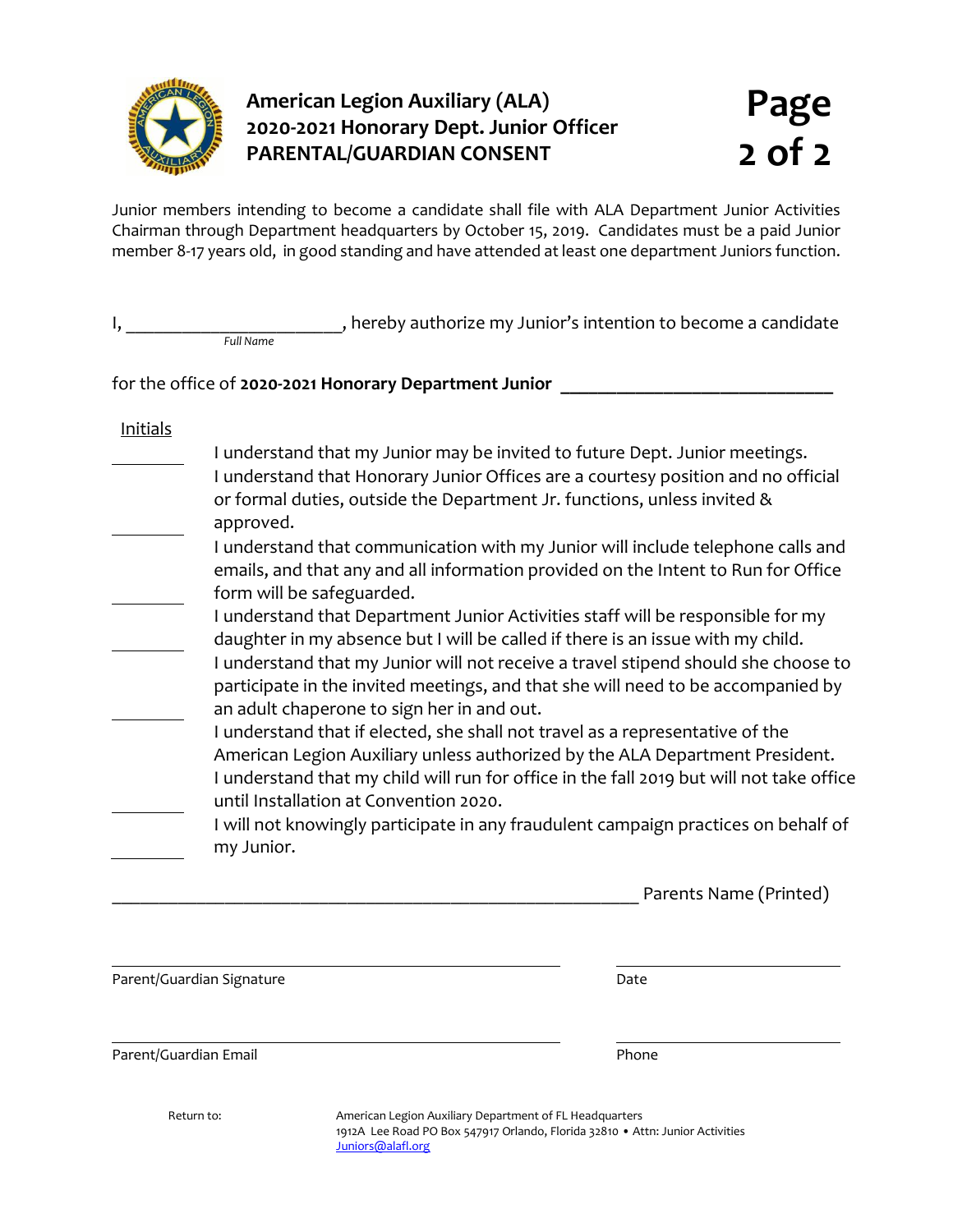# American Legion Auxiliary (ALA)
## 2020-2021 Honorary Dept. Junior Officer
## PARENTAL/GUARDIAN CONSENT

Junior members intending to become a candidate shall file with ALA Department Junior Activities Chairman through Department headquarters by October 15, 2019. Candidates must be a paid Junior member 8-17 years old, in good standing and have attended at least one department Juniors function.

I, ______________________, hereby authorize my Junior's intention to become a candidate
*Full Name*

for the office of **2020-2021 Honorary Department Junior** ____________________________

Initials

________ I understand that my Junior may be invited to future Dept. Junior meetings.

________ I understand that Honorary Junior Offices are a courtesy position and no official or formal duties, outside the Department Jr. functions, unless invited & approved.

________ I understand that communication with my Junior will include telephone calls and emails, and that any and all information provided on the Intent to Run for Office form will be safeguarded.

________ I understand that Department Junior Activities staff will be responsible for my daughter in my absence but I will be called if there is an issue with my child.

________ I understand that my Junior will not receive a travel stipend should she choose to participate in the invited meetings, and that she will need to be accompanied by an adult chaperone to sign her in and out.

________ I understand that if elected, she shall not travel as a representative of the American Legion Auxiliary unless authorized by the ALA Department President.

________ I understand that my child will run for office in the fall 2019 but will not take office until Installation at Convention 2020.

________ I will not knowingly participate in any fraudulent campaign practices on behalf of my Junior.

__________________________________________________ Parents Name (Printed)

__________________________________________ ______________________
Parent/Guardian Signature Date

__________________________________________ ______________________
Parent/Guardian Email Phone

Return to: American Legion Auxiliary Department of FL Headquarters
1912A Lee Road PO Box 547917 Orlando, Florida 32810 • Attn: Junior Activities
Juniors@alafl.org